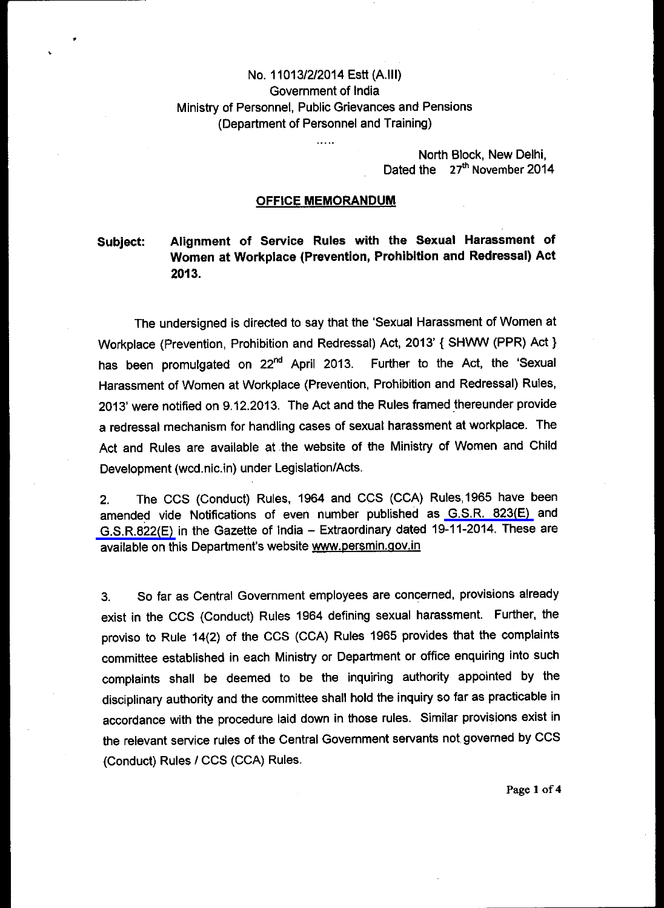No. 11013/2/2014 Estt (A.III)
Government of India
Ministry of Personnel, Public Grievances and Pensions
(Department of Personnel and Training)

.....

North Block, New Delhi,
Dated the 27th November 2014

## OFFICE MEMORANDUM

**Subject: Alignment of Service Rules with the Sexual Harassment of Women at Workplace (Prevention, Prohibition and Redressal) Act 2013.**

The undersigned is directed to say that the 'Sexual Harassment of Women at Workplace (Prevention, Prohibition and Redressal) Act, 2013' { SHWW (PPR) Act } has been promulgated on 22nd April 2013. Further to the Act, the 'Sexual Harassment of Women at Workplace (Prevention, Prohibition and Redressal) Rules, 2013' were notified on 9.12.2013. The Act and the Rules framed thereunder provide a redressal mechanism for handling cases of sexual harassment at workplace. The Act and Rules are available at the website of the Ministry of Women and Child Development (wcd.nic.in) under Legislation/Acts.

2. The CCS (Conduct) Rules, 1964 and CCS (CCA) Rules,1965 have been amended vide Notifications of even number published as G.S.R. 823(E) and G.S.R.822(E) in the Gazette of India – Extraordinary dated 19-11-2014. These are available on this Department's website www.persmin.gov.in

3. So far as Central Government employees are concerned, provisions already exist in the CCS (Conduct) Rules 1964 defining sexual harassment. Further, the proviso to Rule 14(2) of the CCS (CCA) Rules 1965 provides that the complaints committee established in each Ministry or Department or office enquiring into such complaints shall be deemed to be the inquiring authority appointed by the disciplinary authority and the committee shall hold the inquiry so far as practicable in accordance with the procedure laid down in those rules. Similar provisions exist in the relevant service rules of the Central Government servants not governed by CCS (Conduct) Rules / CCS (CCA) Rules.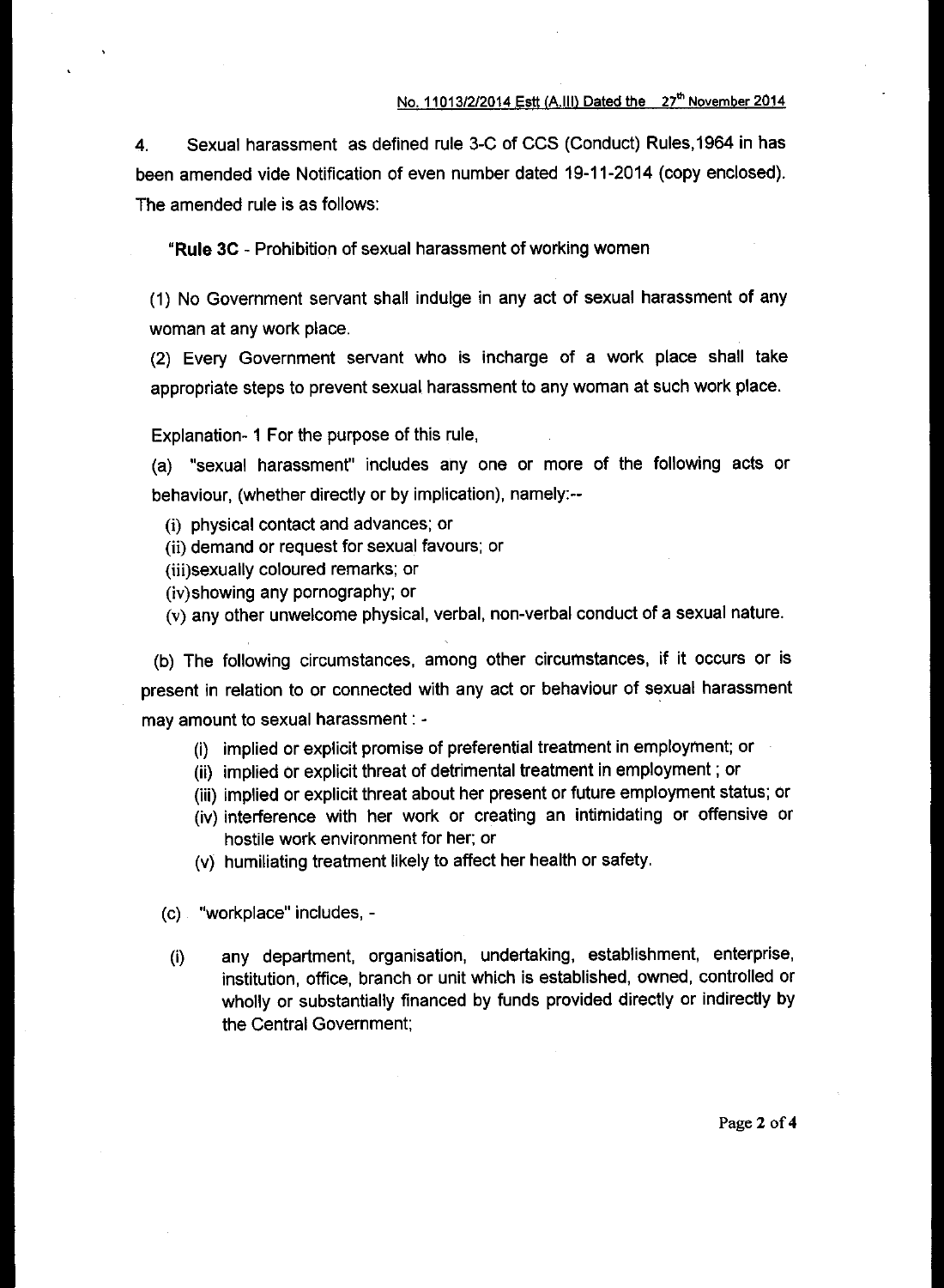No. 11013/2/2014 Estt (A.III) Dated the 27th November 2014

4. Sexual harassment as defined rule 3-C of CCS (Conduct) Rules,1964 in has been amended vide Notification of even number dated 19-11-2014 (copy enclosed). The amended rule is as follows:

"**Rule 3C** - Prohibition of sexual harassment of working women

(1) No Government servant shall indulge in any act of sexual harassment of any woman at any work place.

(2) Every Government servant who is incharge of a work place shall take appropriate steps to prevent sexual harassment to any woman at such work place.

Explanation- 1 For the purpose of this rule,

(a) "sexual harassment" includes any one or more of the following acts or behaviour, (whether directly or by implication), namely:--

(i) physical contact and advances; or
(ii) demand or request for sexual favours; or
(iii)sexually coloured remarks; or
(iv)showing any pornography; or
(v) any other unwelcome physical, verbal, non-verbal conduct of a sexual nature.

(b) The following circumstances, among other circumstances, if it occurs or is present in relation to or connected with any act or behaviour of sexual harassment may amount to sexual harassment : -

(i) implied or explicit promise of preferential treatment in employment; or
(ii) implied or explicit threat of detrimental treatment in employment ; or
(iii) implied or explicit threat about her present or future employment status; or
(iv) interference with her work or creating an intimidating or offensive or hostile work environment for her; or
(v) humiliating treatment likely to affect her health or safety.

(c) "workplace" includes, -

(i) any department, organisation, undertaking, establishment, enterprise, institution, office, branch or unit which is established, owned, controlled or wholly or substantially financed by funds provided directly or indirectly by the Central Government;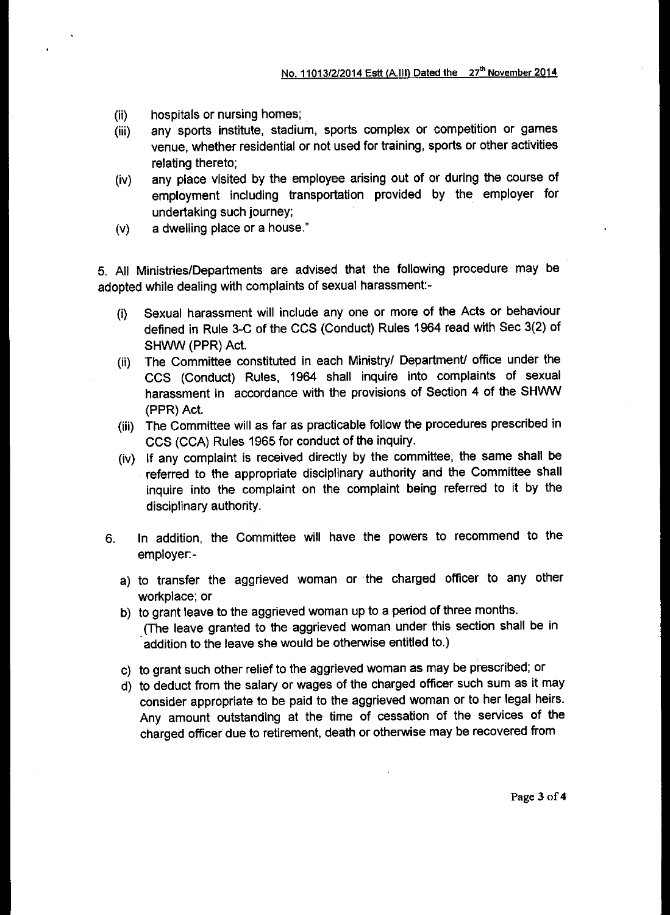No. 11013/2/2014 Estt (A.III) Dated the 27th November 2014

(ii) hospitals or nursing homes;

(iii) any sports institute, stadium, sports complex or competition or games venue, whether residential or not used for training, sports or other activities relating thereto;

(iv) any place visited by the employee arising out of or during the course of employment including transportation provided by the employer for undertaking such journey;

(v) a dwelling place or a house."

5. All Ministries/Departments are advised that the following procedure may be adopted while dealing with complaints of sexual harassment:-

(i) Sexual harassment will include any one or more of the Acts or behaviour defined in Rule 3-C of the CCS (Conduct) Rules 1964 read with Sec 3(2) of SHWW (PPR) Act.

(ii) The Committee constituted in each Ministry/ Department/ office under the CCS (Conduct) Rules, 1964 shall inquire into complaints of sexual harassment in accordance with the provisions of Section 4 of the SHWW (PPR) Act.

(iii) The Committee will as far as practicable follow the procedures prescribed in CCS (CCA) Rules 1965 for conduct of the inquiry.

(iv) If any complaint is received directly by the committee, the same shall be referred to the appropriate disciplinary authority and the Committee shall inquire into the complaint on the complaint being referred to it by the disciplinary authority.

6. In addition, the Committee will have the powers to recommend to the employer:-

a) to transfer the aggrieved woman or the charged officer to any other workplace; or

b) to grant leave to the aggrieved woman up to a period of three months. (The leave granted to the aggrieved woman under this section shall be in addition to the leave she would be otherwise entitled to.)

c) to grant such other relief to the aggrieved woman as may be prescribed; or

d) to deduct from the salary or wages of the charged officer such sum as it may consider appropriate to be paid to the aggrieved woman or to her legal heirs. Any amount outstanding at the time of cessation of the services of the charged officer due to retirement, death or otherwise may be recovered from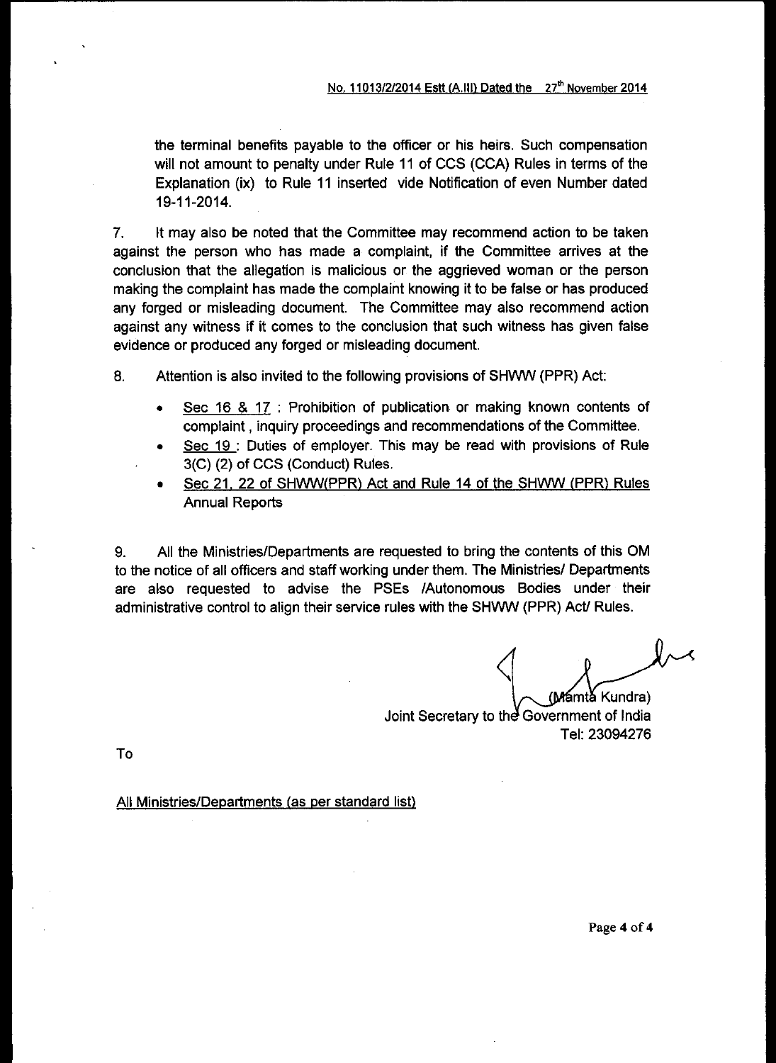the terminal benefits payable to the officer or his heirs. Such compensation will not amount to penalty under Rule 11 of CCS (CCA) Rules in terms of the Explanation (ix) to Rule 11 inserted vide Notification of even Number dated 19-11-2014.

7. It may also be noted that the Committee may recommend action to be taken against the person who has made a complaint, if the Committee arrives at the conclusion that the allegation is malicious or the aggrieved woman or the person making the complaint has made the complaint knowing it to be false or has produced any forged or misleading document. The Committee may also recommend action against any witness if it comes to the conclusion that such witness has given false evidence or produced any forged or misleading document.

8. Attention is also invited to the following provisions of SHWW (PPR) Act:

- Sec 16 & 17 : Prohibition of publication or making known contents of complaint , inquiry proceedings and recommendations of the Committee.
- Sec 19 : Duties of employer. This may be read with provisions of Rule 3(C) (2) of CCS (Conduct) Rules.
- Sec 21, 22 of SHWW(PPR) Act and Rule 14 of the SHWW (PPR) Rules Annual Reports

9. All the Ministries/Departments are requested to bring the contents of this OM to the notice of all officers and staff working under them. The Ministries/ Departments are also requested to advise the PSEs /Autonomous Bodies under their administrative control to align their service rules with the SHWW (PPR) Act/ Rules.

(Mamta Kundra)
Joint Secretary to the Government of India
Tel: 23094276

To

All Ministries/Departments (as per standard list)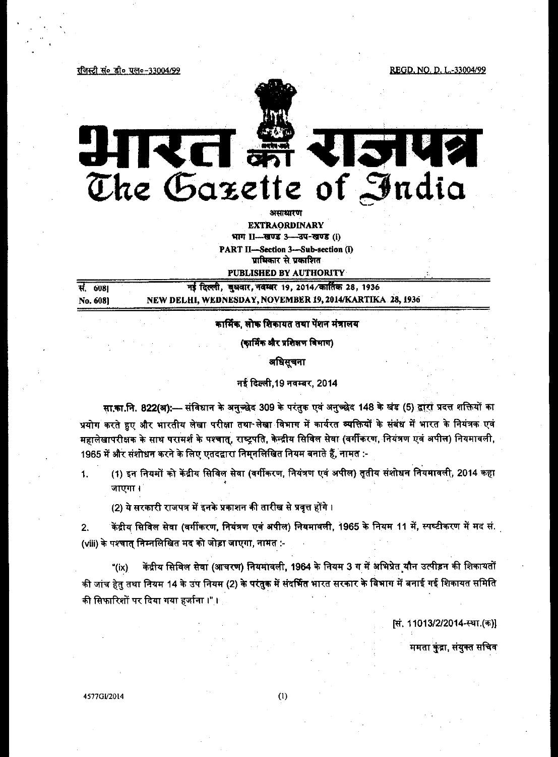रजिस्ट्री सं० डी० एल०-33004/99 REGD. NO. D. L.-33004/99

# भारत का राजपत्र
# The Gazette of India

असाधारण
**EXTRAORDINARY**
भाग II—खण्ड 3—उप-खण्ड (i)
**PART II—Section 3—Sub-section (i)**
प्राधिकार से प्रकाशित
**PUBLISHED BY AUTHORITY**

सं. 608] नई दिल्ली, बुधवार, नवम्बर 19, 2014/कार्तिक 28, 1936
No. 608] NEW DELHI, WEDNESDAY, NOVEMBER 19, 2014/KARTIKA 28, 1936

**कार्मिक, लोक शिकायत तथा पेंशन मंत्रालय**

**(कार्मिक और प्रशिक्षण विभाग)**

**अधिसूचना**

नई दिल्ली, 19 नवम्बर, 2014

**सा.का.नि. 822(अ):—** संविधान के अनुच्छेद 309 के परंतुक एवं अनुच्छेद 148 के खंड (5) द्वारा प्रदत्त शक्तियों का प्रयोग करते हुए और भारतीय लेखा परीक्षा तथा लेखा विभाग में कार्यरत व्यक्तियों के संबंध में भारत के नियंत्रक एवं महालेखापरीक्षक के साथ परामर्श के पश्चात्, राष्ट्रपति, केन्द्रीय सिविल सेवा (वर्गीकरण, नियंत्रण एवं अपील) नियमावली, 1965 में और संशोधन करने के लिए एतदद्वारा निम्नलिखित नियम बनाते हैं, नामत :-

1. (1) इन नियमों को केंद्रीय सिविल सेवा (वर्गीकरण, नियंत्रण एवं अपील) तृतीय संशोधन नियमावली, 2014 कहा जाएगा।

   (2) ये सरकारी राजपत्र में इनके प्रकाशन की तारीख से प्रवृत्त होंगे।

2. केंद्रीय सिविल सेवा (वर्गीकरण, नियंत्रण एवं अपील) नियमावली, 1965 के नियम 11 में, स्पष्टीकरण में मद सं. (viii) के पश्चात् निम्नलिखित मद को जोड़ा जाएगा, नामत :-

   "(ix) केंद्रीय सिविल सेवा (आचरण) नियमावली, 1964 के नियम 3 ग में अभिप्रेत यौन उत्पीड़न की शिकायतों की जांच हेतु तथा नियम 14 के उप नियम (2) के परंतुक में संदर्भित भारत सरकार के विभाग में बनाई गई शिकायत समिति की सिफारिशों पर दिया गया हर्जाना।"।

[सं. 11013/2/2014-स्था.(क)]

ममता कुंद्रा, संयुक्त सचिव

4577GI/2014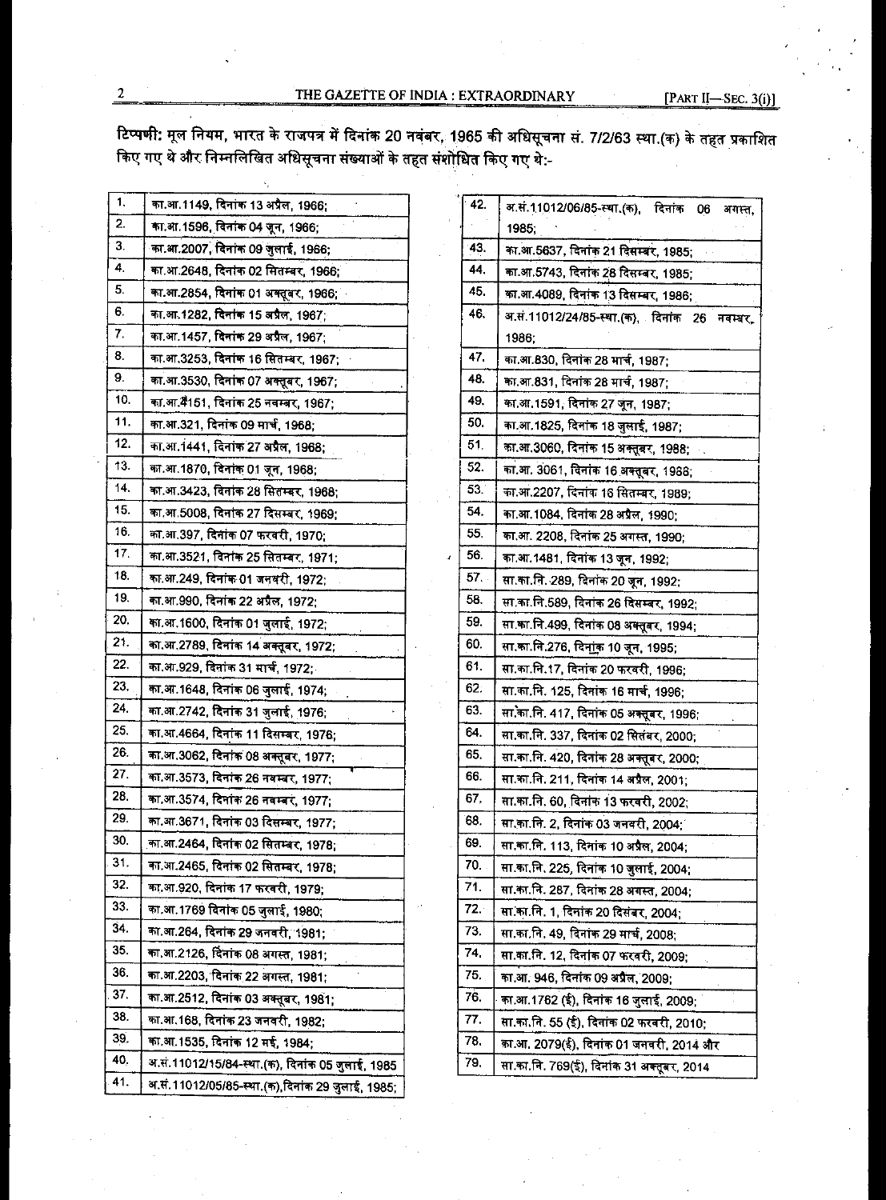टिप्पणी: मूल नियम, भारत के राजपत्र में दिनांक 20 नवंबर, 1965 की अधिसूचना सं. 7/2/63 स्था.(क) के तहत प्रकाशित किए गए थे और निम्नलिखित अधिसूचना संख्याओं के तहत संशोधित किए गए थे:-

| | |
|---|---|
| 1. | का.आ.1149, दिनांक 13 अप्रैल, 1966; |
| 2. | का.आ.1596, दिनांक 04 जून, 1966; |
| 3. | का.आ.2007, दिनांक 09 जुलाई, 1966; |
| 4. | का.आ.2648, दिनांक 02 सितम्बर, 1966; |
| 5. | का.आ.2854, दिनांक 01 अक्तूबर, 1966; |
| 6. | का.आ.1282, दिनांक 15 अप्रैल, 1967; |
| 7. | का.आ.1457, दिनांक 29 अप्रैल, 1967; |
| 8. | का.आ.3253, दिनांक 16 सितम्बर, 1967; |
| 9. | का.आ.3530, दिनांक 07 अक्तूबर, 1967; |
| 10. | का.आ.4151, दिनांक 25 नवम्बर, 1967; |
| 11. | का.आ.321, दिनांक 09 मार्च, 1968; |
| 12. | का.आ.1441, दिनांक 27 अप्रैल, 1968; |
| 13. | का.आ.1870, दिनांक 01 जून, 1968; |
| 14. | का.आ.3423, दिनांक 28 सितम्बर, 1968; |
| 15. | का.आ.5008, दिनांक 27 दिसम्बर, 1969; |
| 16. | का.आ.397, दिनांक 07 फरवरी, 1970; |
| 17. | का.आ.3521, दिनांक 25 सितम्बर, 1971; |
| 18. | का.आ.249, दिनांक 01 जनवरी, 1972; |
| 19. | का.आ.990, दिनांक 22 अप्रैल, 1972; |
| 20. | का.आ.1600, दिनांक 01 जुलाई, 1972; |
| 21. | का.आ.2789, दिनांक 14 अक्तूबर, 1972; |
| 22. | का.आ.929, दिनांक 31 मार्च, 1972; |
| 23. | का.आ.1648, दिनांक 06 जुलाई, 1974; |
| 24. | का.आ.2742, दिनांक 31 जुलाई, 1976; |
| 25. | का.आ.4664, दिनांक 11 दिसम्बर, 1976; |
| 26. | का.आ.3062, दिनांक 08 अक्तूबर, 1977; |
| 27. | का.आ.3573, दिनांक 26 नवम्बर, 1977; |
| 28. | का.आ.3574, दिनांक 26 नवम्बर, 1977; |
| 29. | का.आ.3671, दिनांक 03 दिसम्बर, 1977; |
| 30. | का.आ.2464, दिनांक 02 सितम्बर, 1978; |
| 31. | का.आ.2465, दिनांक 02 सितम्बर, 1978; |
| 32. | का.आ.920, दिनांक 17 फरवरी, 1979; |
| 33. | का.आ.1769 दिनांक 05 जुलाई, 1980; |
| 34. | का.आ.264, दिनांक 29 जनवरी, 1981; |
| 35. | का.आ.2126, दिनांक 08 अगस्त, 1981; |
| 36. | का.आ.2203, दिनांक 22 अगस्त, 1981; |
| 37. | का.आ.2512, दिनांक 03 अक्तूबर, 1981; |
| 38. | का.आ.168, दिनांक 23 जनवरी, 1982; |
| 39. | का.आ.1535, दिनांक 12 मई, 1984; |
| 40. | अ.सं.11012/15/84-स्था.(क), दिनांक 05 जुलाई, 1985 |
| 41. | अ.सं.11012/05/85-स्था.(क),दिनांक 29 जुलाई, 1985; |
| 42. | अ.सं.11012/06/85-स्था.(क), दिनांक 06 अगस्त, 1985; |
| 43. | का.आ.5637, दिनांक 21 दिसम्बर, 1985; |
| 44. | का.आ.5743, दिनांक 28 दिसम्बर, 1985; |
| 45. | का.आ.4089, दिनांक 13 दिसम्बर, 1986; |
| 46. | अ.सं.11012/24/85-स्था.(क), दिनांक 26 नवम्बर, 1986; |
| 47. | का.आ.830, दिनांक 28 मार्च, 1987; |
| 48. | का.आ.831, दिनांक 28 मार्च, 1987; |
| 49. | का.आ.1591, दिनांक 27 जून, 1987; |
| 50. | का.आ.1825, दिनांक 18 जुलाई, 1987; |
| 51. | का.आ.3060, दिनांक 15 अक्तूबर, 1988; |
| 52. | का.आ. 3061, दिनांक 16 अक्तूबर, 1988; |
| 53. | का.आ.2207, दिनांक 16 सितम्बर, 1989; |
| 54. | का.आ.1084, दिनांक 28 अप्रैल, 1990; |
| 55. | का.आ. 2208, दिनांक 25 अगस्त, 1990; |
| 56. | का.आ.1481, दिनांक 13 जून, 1992; |
| 57. | सा.का.नि. 289, दिनांक 20 जून, 1992; |
| 58. | सा.का.नि.589, दिनांक 26 दिसम्बर, 1992; |
| 59. | सा.का.नि.499, दिनांक 08 अक्तूबर, 1994; |
| 60. | सा.का.नि.276, दिनांक 10 जून, 1995; |
| 61. | सा.का.नि.17, दिनांक 20 फरवरी, 1996; |
| 62. | सा.का.नि. 125, दिनांक 16 मार्च, 1996; |
| 63. | सा.का.नि. 417, दिनांक 05 अक्तूबर, 1996; |
| 64. | सा.का.नि. 337, दिनांक 02 सितंबर, 2000; |
| 65. | सा.का.नि. 420, दिनांक 28 अक्तूबर, 2000; |
| 66. | सा.का.नि. 211, दिनांक 14 अप्रैल, 2001; |
| 67. | सा.का.नि. 60, दिनांक 13 फरवरी, 2002; |
| 68. | सा.का.नि. 2, दिनांक 03 जनवरी, 2004; |
| 69. | सा.का.नि. 113, दिनांक 10 अप्रैल, 2004; |
| 70. | सा.का.नि. 225, दिनांक 10 जुलाई, 2004; |
| 71. | सा.का.नि. 287, दिनांक 28 अगस्त, 2004; |
| 72. | सा.का.नि. 1, दिनांक 20 दिसंबर, 2004; |
| 73. | सा.का.नि. 49, दिनांक 29 मार्च, 2008; |
| 74. | सा.का.नि. 12, दिनांक 07 फरवरी, 2009; |
| 75. | का.आ. 946, दिनांक 09 अप्रैल, 2009; |
| 76. | का.आ.1762 (ई), दिनांक 16 जुलाई, 2009; |
| 77. | सा.का.नि. 55 (ई), दिनांक 02 फरवरी, 2010; |
| 78. | का.आ. 2079(ई), दिनांक 01 जनवरी, 2014 और |
| 79. | सा.का.नि. 769(ई), दिनांक 31 अक्तूबर, 2014 |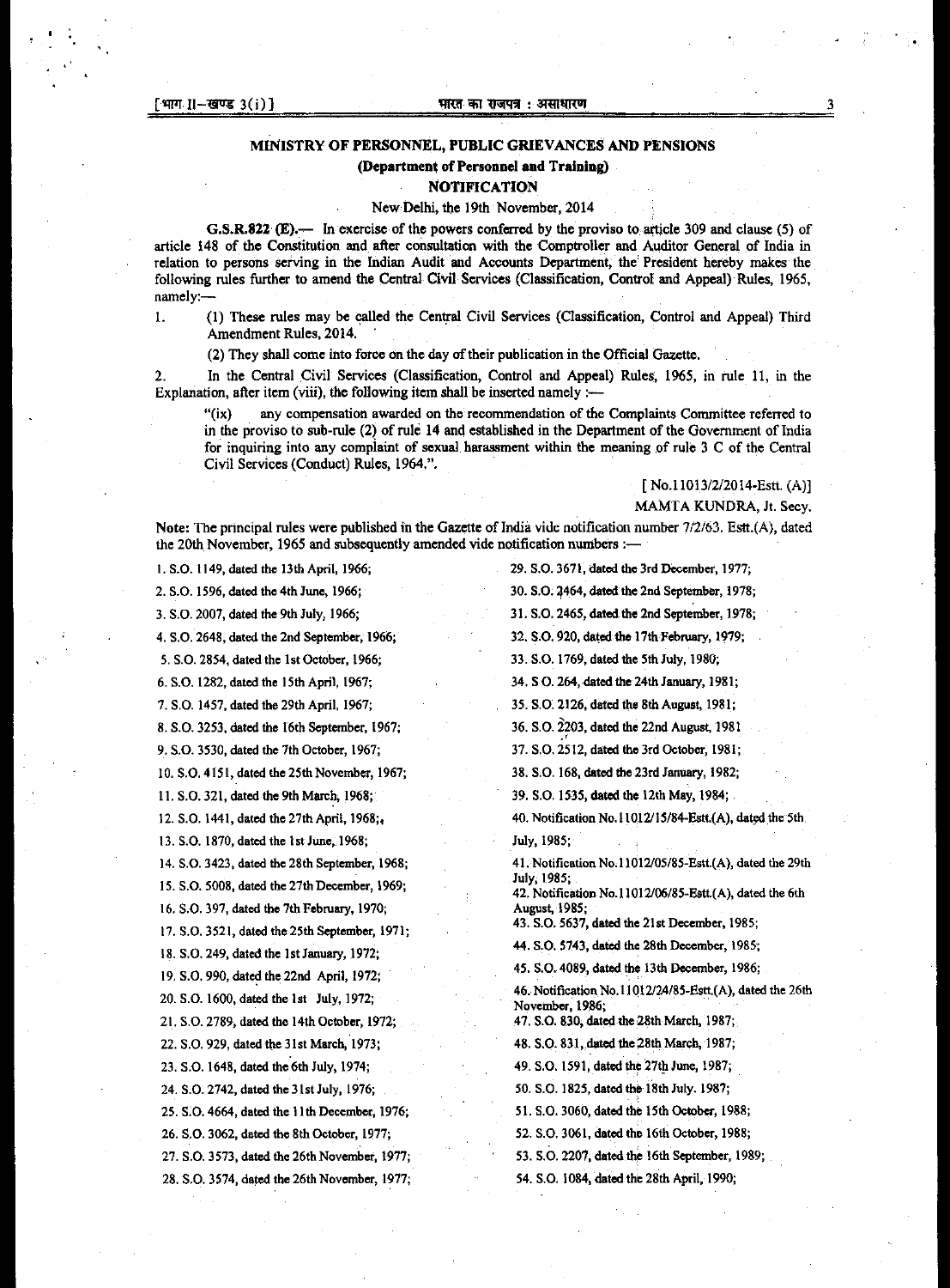## MINISTRY OF PERSONNEL, PUBLIC GRIEVANCES AND PENSIONS

### (Department of Personnel and Training)

### NOTIFICATION

New Delhi, the 19th November, 2014

**G.S.R.822 (E).**— In exercise of the powers conferred by the proviso to article 309 and clause (5) of article 148 of the Constitution and after consultation with the Comptroller and Auditor General of India in relation to persons serving in the Indian Audit and Accounts Department, the President hereby makes the following rules further to amend the Central Civil Services (Classification, Control and Appeal) Rules, 1965, namely:—

1. (1) These rules may be called the Central Civil Services (Classification, Control and Appeal) Third Amendment Rules, 2014.

   (2) They shall come into force on the day of their publication in the Official Gazette.

2. In the Central Civil Services (Classification, Control and Appeal) Rules, 1965, in rule 11, in the Explanation, after item (viii), the following item shall be inserted namely :—

   "(ix) any compensation awarded on the recommendation of the Complaints Committee referred to in the proviso to sub-rule (2) of rule 14 and established in the Department of the Government of India for inquiring into any complaint of sexual harassment within the meaning of rule 3 C of the Central Civil Services (Conduct) Rules, 1964.".

[ No.11013/2/2014-Estt. (A)]

MAMTA KUNDRA, Jt. Secy.

Note: The principal rules were published in the Gazette of India vide notification number 7/2/63. Estt.(A), dated the 20th November, 1965 and subsequently amended vide notification numbers :—

1. S.O. 1149, dated the 13th April, 1966;
2. S.O. 1596, dated the 4th June, 1966;
3. S.O. 2007, dated the 9th July, 1966;
4. S.O. 2648, dated the 2nd September, 1966;
5. S.O. 2854, dated the 1st October, 1966;
6. S.O. 1282, dated the 15th April, 1967;
7. S.O. 1457, dated the 29th April, 1967;
8. S.O. 3253, dated the 16th September, 1967;
9. S.O. 3530, dated the 7th October, 1967;
10. S.O. 4151, dated the 25th November, 1967;
11. S.O. 321, dated the 9th March, 1968;
12. S.O. 1441, dated the 27th April, 1968;
13. S.O. 1870, dated the 1st June, 1968;
14. S.O. 3423, dated the 28th September, 1968;
15. S.O. 5008, dated the 27th December, 1969;
16. S.O. 397, dated the 7th February, 1970;
17. S.O. 3521, dated the 25th September, 1971;
18. S.O. 249, dated the 1st January, 1972;
19. S.O. 990, dated the 22nd April, 1972;
20. S.O. 1600, dated the 1st July, 1972;
21. S.O. 2789, dated the 14th October, 1972;
22. S.O. 929, dated the 31st March, 1973;
23. S.O. 1648, dated the 6th July, 1974;
24. S.O. 2742, dated the 31st July, 1976;
25. S.O. 4664, dated the 11th December, 1976;
26. S.O. 3062, dated the 8th October, 1977;
27. S.O. 3573, dated the 26th November, 1977;
28. S.O. 3574, dated the 26th November, 1977;
29. S.O. 3671, dated the 3rd December, 1977;
30. S.O. 2464, dated the 2nd September, 1978;
31. S.O. 2465, dated the 2nd September, 1978;
32. S.O. 920, dated the 17th February, 1979;
33. S.O. 1769, dated the 5th July, 1980;
34. S.O. 264, dated the 24th January, 1981;
35. S.O. 2126, dated the 8th August, 1981;
36. S.O. 2203, dated the 22nd August, 1981
37. S.O. 2512, dated the 3rd October, 1981;
38. S.O. 168, dated the 23rd January, 1982;
39. S.O. 1535, dated the 12th May, 1984;
40. Notification No.11012/15/84-Estt.(A), dated the 5th July, 1985;
41. Notification No.11012/05/85-Estt.(A), dated the 29th July, 1985;
42. Notification No.11012/06/85-Estt.(A), dated the 6th August, 1985;
43. S.O. 5637, dated the 21st December, 1985;
44. S.O. 5743, dated the 28th December, 1985;
45. S.O. 4089, dated the 13th December, 1986;
46. Notification No.11012/24/85-Estt.(A), dated the 26th November, 1986;
47. S.O. 830, dated the 28th March, 1987;
48. S.O. 831, dated the 28th March, 1987;
49. S.O. 1591, dated the 27th June, 1987;
50. S.O. 1825, dated the 18th July. 1987;
51. S.O. 3060, dated the 15th October, 1988;
52. S.O. 3061, dated the 16th October, 1988;
53. S.O. 2207, dated the 16th September, 1989;
54. S.O. 1084, dated the 28th April, 1990;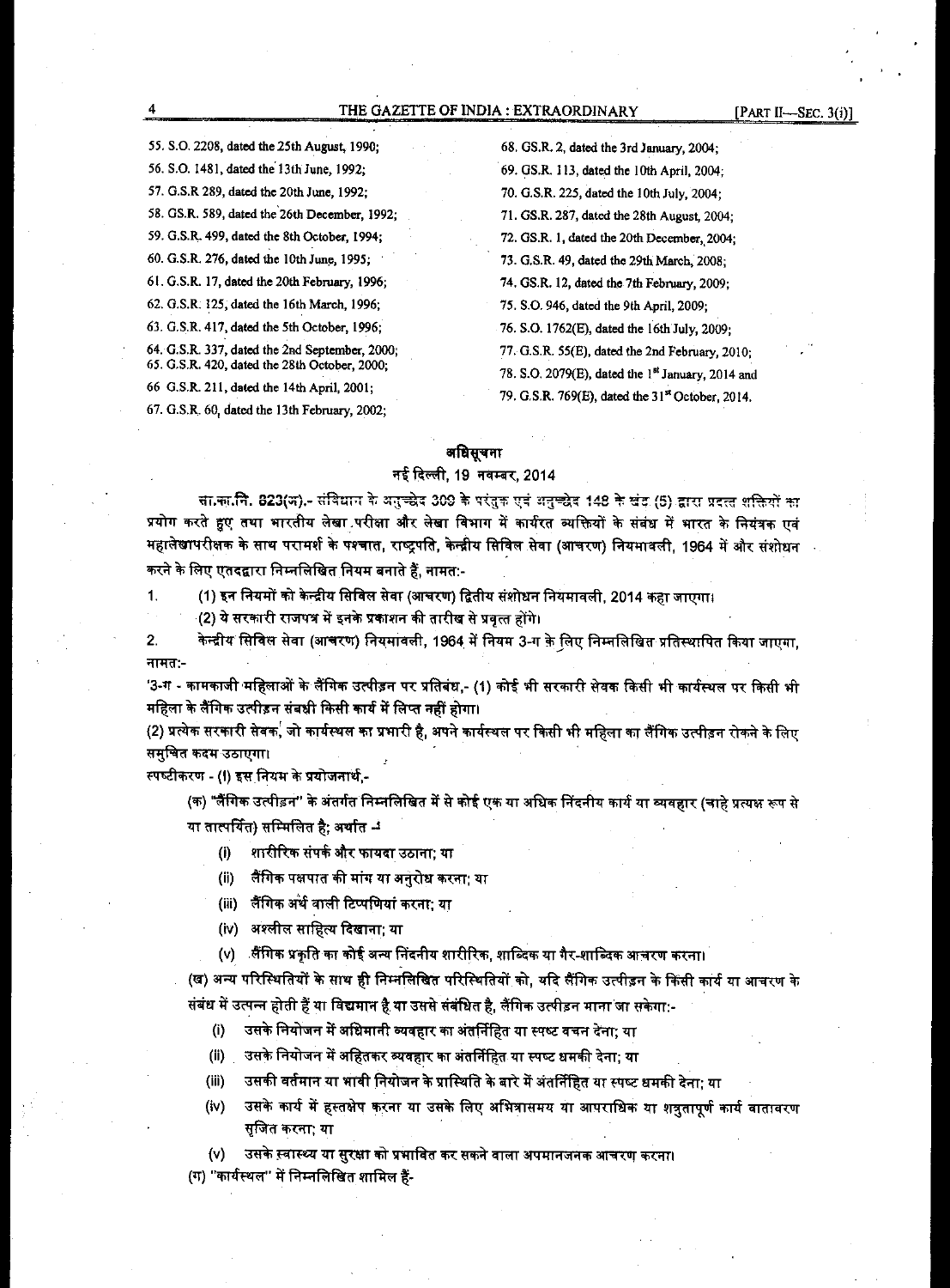55. S.O. 2208, dated the 25th August, 1990;

56. S.O. 1481, dated the 13th June, 1992;

57. G.S.R 289, dated the 20th June, 1992;

58. G.S.R. 589, dated the 26th December, 1992;

59. G.S.R. 499, dated the 8th October, 1994;

60. G.S.R. 276, dated the 10th June, 1995;

61. G.S.R. 17, dated the 20th February, 1996;

62. G.S.R. 125, dated the 16th March, 1996;

63. G.S.R. 417, dated the 5th October, 1996;

64. G.S.R. 337, dated the 2nd September, 2000;

65. G.S.R. 420, dated the 28th October, 2000;

66 G.S.R. 211, dated the 14th April, 2001;

67. G.S.R. 60, dated the 13th February, 2002;

68. G.S.R. 2, dated the 3rd January, 2004;

69. G.S.R. 113, dated the 10th April, 2004;

70. G.S.R. 225, dated the 10th July, 2004;

71. G.S.R. 287, dated the 28th August, 2004;

72. G.S.R. 1, dated the 20th December, 2004;

73. G.S.R. 49, dated the 29th March, 2008;

74. G.S.R. 12, dated the 7th February, 2009;

75. S.O. 946, dated the 9th April, 2009;

76. S.O. 1762(E), dated the 16th July, 2009;

77. G.S.R. 55(E), dated the 2nd February, 2010;

78. S.O. 2079(E), dated the 1st January, 2014 and

79. G.S.R. 769(E), dated the 31st October, 2014.

## अधिसूचना

नई दिल्ली, 19 नवम्बर, 2014

सा.का.नि. 823(अ).- संविधान के अनुच्छेद 309 के परंतुक एवं अनुच्छेद 148 के खंड (5) द्वारा प्रदत्त शक्तियों का प्रयोग करते हुए तथा भारतीय लेखा परीक्षा और लेखा विभाग में कार्यरत व्यक्तियों के संबंध में भारत के नियंत्रक एवं महालेखापरीक्षक के साथ परामर्श के पश्चात, राष्ट्रपति, केन्द्रीय सिविल सेवा (आचरण) नियमावली, 1964 में और संशोधन करने के लिए एतदद्वारा निम्नलिखित नियम बनाते हैं, नामत:-

1. (1) इन नियमों को केन्द्रीय सिविल सेवा (आचरण) द्वितीय संशोधन नियमावली, 2014 कहा जाएगा।

   (2) ये सरकारी राजपत्र में इनके प्रकाशन की तारीख से प्रवृत्त होंगे।

2. केन्द्रीय सिविल सेवा (आचरण) नियमावली, 1964 में नियम 3-ग के लिए निम्नलिखित प्रतिस्थापित किया जाएगा, नामत:-

'3-ग - कामकाजी महिलाओं के लैंगिक उत्पीड़न पर प्रतिबंध,- (1) कोई भी सरकारी सेवक किसी भी कार्यस्थल पर किसी भी महिला के लैंगिक उत्पीड़न संबंधी किसी कार्य में लिप्त नहीं होगा।

(2) प्रत्येक सरकारी सेवक, जो कार्यस्थल का प्रभारी है, अपने कार्यस्थल पर किसी भी महिला का लैंगिक उत्पीड़न रोकने के लिए समुचित कदम उठाएगा।

स्पष्टीकरण - (I) इस नियम के प्रयोजनार्थ,-

(क) "लैंगिक उत्पीड़न" के अंतर्गत निम्नलिखित में से कोई एक या अधिक निंदनीय कार्य या व्यवहार (चाहे प्रत्यक्ष रूप से या तात्पर्यित) सम्मिलित है; अर्थात -

   (i) शारीरिक संपर्क और फायदा उठाना; या

   (ii) लैंगिक पक्षपात की मांग या अनुरोध करना; या

   (iii) लैंगिक अर्थ वाली टिप्पणियां करना; या

   (iv) अश्लील साहित्य दिखाना; या

   (v) लैंगिक प्रकृति का कोई अन्य निंदनीय शारीरिक, शाब्दिक या गैर-शाब्दिक आचरण करना।

(ख) अन्य परिस्थितियों के साथ ही निम्नलिखित परिस्थितियों को, यदि लैंगिक उत्पीड़न के किसी कार्य या आचरण के संबंध में उत्पन्न होती हैं या विद्यमान है या उससे संबंधित है, लैंगिक उत्पीड़न माना जा सकेगा:-

   (i) उसके नियोजन में अधिमानी व्यवहार का अंतर्निहित या स्पष्ट वचन देना; या

   (ii) उसके नियोजन में अहितकर व्यवहार का अंतर्निहित या स्पष्ट धमकी देना; या

   (iii) उसकी वर्तमान या भावी नियोजन के प्रास्थिति के बारे में अंतर्निहित या स्पष्ट धमकी देना; या

   (iv) उसके कार्य में हस्तक्षेप करना या उसके लिए अभित्रासमय या आपराधिक या शत्रुतापूर्ण कार्य वातावरण सृजित करना; या

   (v) उसके स्वास्थ्य या सुरक्षा को प्रभावित कर सकने वाला अपमानजनक आचरण करना।

(ग) "कार्यस्थल" में निम्नलिखित शामिल हैं-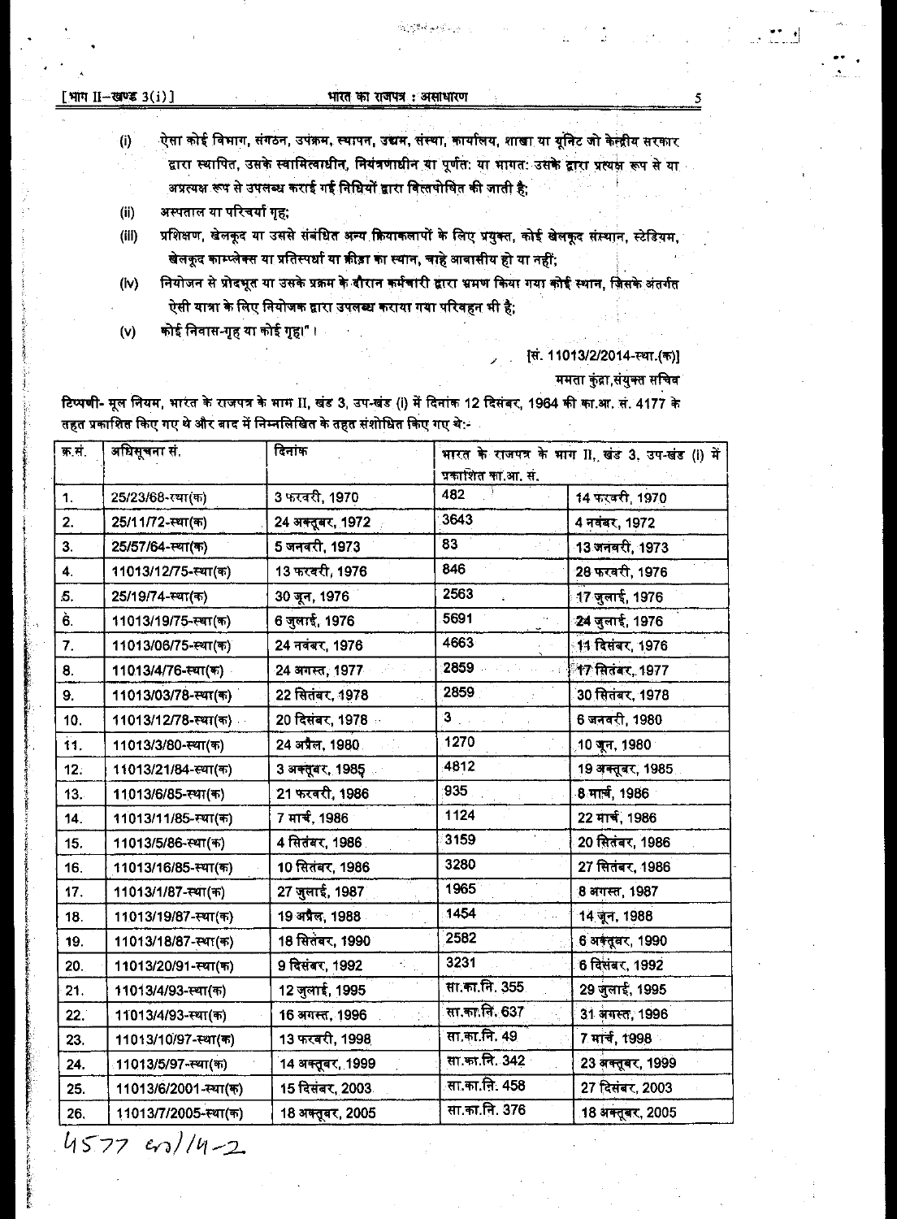(i) ऐसा कोई विभाग, संगठन, उपक्रम, स्थापन, उद्यम, संस्था, कार्यालय, शाखा या यूनिट जो केन्द्रीय सरकार द्वारा स्थापित, उसके स्वामित्वाधीन, नियंत्रणाधीन या पूर्णतः या भागतः उसके द्वारा प्रत्यक्ष रूप से या अप्रत्यक्ष रूप से उपलब्ध कराई गई निधियों द्वारा वित्तपोषित की जाती है;

(ii) अस्पताल या परिचर्या गृह;

(iii) प्रशिक्षण, खेलकूद या उससे संबंधित अन्य क्रियाकलापों के लिए प्रयुक्त, कोई खेलकूद संस्थान, स्टेडियम, खेलकूद काम्प्लेक्स या प्रतिस्पर्धा या क्रीड़ा का स्थान, चाहे आवासीय हो या नहीं;

(iv) नियोजन से प्रोदभूत या उसके प्रक्रम के दौरान कर्मचारी द्वारा भ्रमण किया गया कोई स्थान, जिसके अंतर्गत ऐसी यात्रा के लिए नियोजक द्वारा उपलब्ध कराया गया परिवहन भी है;

(v) कोई निवास-गृह या कोई गृह)"।

[सं. 11013/2/2014-स्था.(क)]

ममता कुंद्रा, संयुक्त सचिव

**टिप्पणी-** मूल नियम, भारत के राजपत्र के भाग II, खंड 3, उप-खंड (i) में दिनांक 12 दिसंबर, 1964 की का.आ. सं. 4177 के तहत प्रकाशित किए गए थे और बाद में निम्नलिखित के तहत संशोधित किए गए थे:-

| क्र.सं. | अधिसूचना सं. | दिनांक | भारत के राजपत्र के भाग II, खंड 3, उप-खंड (i) में प्रकाशित का.आ. सं. | |
|---|---|---|---|---|
| 1. | 25/23/68-स्था(क) | 3 फरवरी, 1970 | 482 | 14 फरवरी, 1970 |
| 2. | 25/11/72-स्था(क) | 24 अक्तूबर, 1972 | 3643 | 4 नवंबर, 1972 |
| 3. | 25/57/64-स्था(क) | 5 जनवरी, 1973 | 83 | 13 जनवरी, 1973 |
| 4. | 11013/12/75-स्था(क) | 13 फरवरी, 1976 | 846 | 28 फरवरी, 1976 |
| 5. | 25/19/74-स्था(क) | 30 जून, 1976 | 2563 | 17 जुलाई, 1976 |
| 6. | 11013/19/75-स्था(क) | 6 जुलाई, 1976 | 5691 | 24 जुलाई, 1976 |
| 7. | 11013/06/75-स्था(क) | 24 नवंबर, 1976 | 4663 | 11 दिसंबर, 1976 |
| 8. | 11013/4/76-स्था(क) | 24 अगस्त, 1977 | 2859 | 17 सितंबर, 1977 |
| 9. | 11013/03/78-स्था(क) | 22 सितंबर, 1978 | 2859 | 30 सितंबर, 1978 |
| 10. | 11013/12/78-स्था(क) | 20 दिसंबर, 1978 | 3 | 6 जनवरी, 1980 |
| 11. | 11013/3/80-स्था(क) | 24 अप्रैल, 1980 | 1270 | 10 जून, 1980 |
| 12. | 11013/21/84-स्था(क) | 3 अक्तूबर, 1985 | 4812 | 19 अक्तूबर, 1985 |
| 13. | 11013/6/85-स्था(क) | 21 फरवरी, 1986 | 935 | 8 मार्च, 1986 |
| 14. | 11013/11/85-स्था(क) | 7 मार्च, 1986 | 1124 | 22 मार्च, 1986 |
| 15. | 11013/5/86-स्था(क) | 4 सितंबर, 1986 | 3159 | 20 सितंबर, 1986 |
| 16. | 11013/16/85-स्था(क) | 10 सितंबर, 1986 | 3280 | 27 सितंबर, 1986 |
| 17. | 11013/1/87-स्था(क) | 27 जुलाई, 1987 | 1965 | 8 अगस्त, 1987 |
| 18. | 11013/19/87-स्था(क) | 19 अप्रैल, 1988 | 1454 | 14 जून, 1988 |
| 19. | 11013/18/87-स्था(क) | 18 सितंबर, 1990 | 2582 | 6 अक्तूबर, 1990 |
| 20. | 11013/20/91-स्था(क) | 9 दिसंबर, 1992 | 3231 | 6 दिसंबर, 1992 |
| 21. | 11013/4/93-स्था(क) | 12 जुलाई, 1995 | सा.का.नि. 355 | 29 जुलाई, 1995 |
| 22. | 11013/4/93-स्था(क) | 16 अगस्त, 1996 | सा.का.नि. 637 | 31 अगस्त, 1996 |
| 23. | 11013/10/97-स्था(क) | 13 फरवरी, 1998 | सा.का.नि. 49 | 7 मार्च, 1998 |
| 24. | 11013/5/97-स्था(क) | 14 अक्तूबर, 1999 | सा.का.नि. 342 | 23 अक्तूबर, 1999 |
| 25. | 11013/6/2001-स्था(क) | 15 दिसंबर, 2003 | सा.का.नि. 458 | 27 दिसंबर, 2003 |
| 26. | 11013/7/2005-स्था(क) | 18 अक्तूबर, 2005 | सा.का.नि. 376 | 18 अक्तूबर, 2005 |

4577 GI/14-2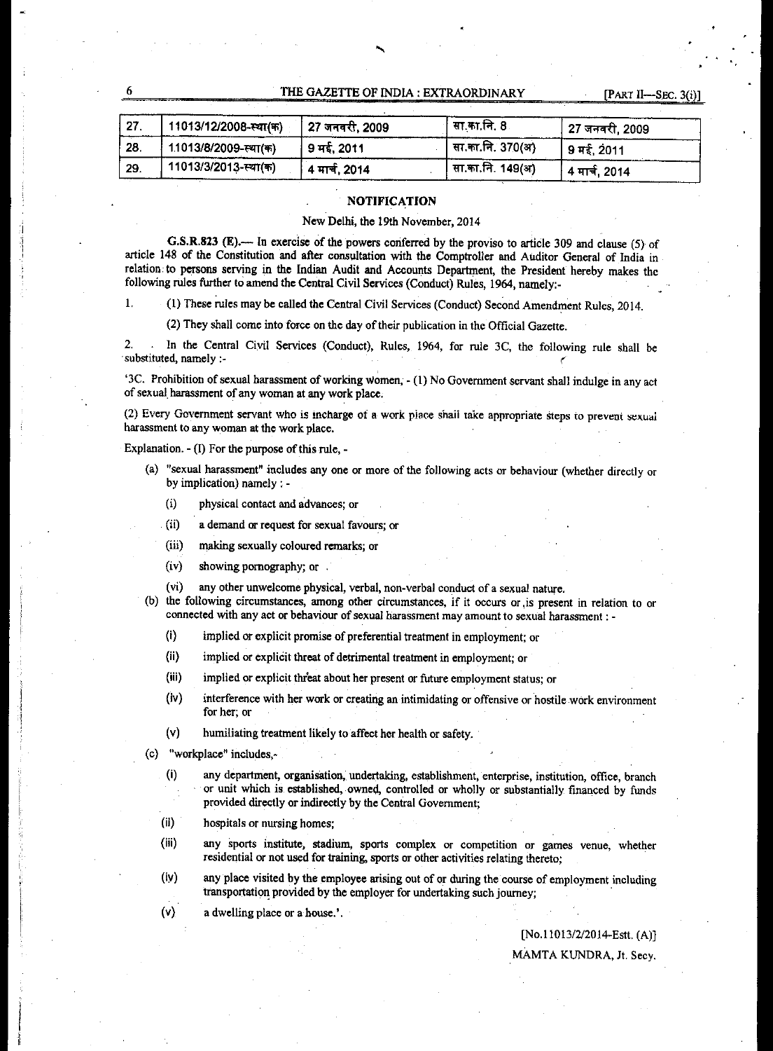| 27. | 11013/12/2008-स्था(क) | 27 जनवरी, 2009 | सा.का.नि. 8 | 27 जनवरी, 2009 |
|---|---|---|---|---|
| 28. | 11013/8/2009-स्था(क) | 9 मई, 2011 | सा.का.नि. 370(अ) | 9 मई, 2011 |
| 29. | 11013/3/2013-स्था(क) | 4 मार्च, 2014 | सा.का.नि. 149(अ) | 4 मार्च, 2014 |

## NOTIFICATION

New Delhi, the 19th November, 2014

**G.S.R.823 (E).**— In exercise of the powers conferred by the proviso to article 309 and clause (5) of article 148 of the Constitution and after consultation with the Comptroller and Auditor General of India in relation to persons serving in the Indian Audit and Accounts Department, the President hereby makes the following rules further to amend the Central Civil Services (Conduct) Rules, 1964, namely:-

1. (1) These rules may be called the Central Civil Services (Conduct) Second Amendment Rules, 2014.

   (2) They shall come into force on the day of their publication in the Official Gazette.

2. In the Central Civil Services (Conduct), Rules, 1964, for rule 3C, the following rule shall be substituted, namely :-

'3C. Prohibition of sexual harassment of working women, - (1) No Government servant shall indulge in any act of sexual harassment of any woman at any work place.

(2) Every Government servant who is incharge of a work place shall take appropriate steps to prevent sexual harassment to any woman at the work place.

Explanation. - (I) For the purpose of this rule, -

(a) "sexual harassment" includes any one or more of the following acts or behaviour (whether directly or by implication) namely : -

- (i) physical contact and advances; or
- (ii) a demand or request for sexual favours; or
- (iii) making sexually coloured remarks; or
- (iv) showing pornography; or
- (vi) any other unwelcome physical, verbal, non-verbal conduct of a sexual nature.

(b) the following circumstances, among other circumstances, if it occurs or is present in relation to or connected with any act or behaviour of sexual harassment may amount to sexual harassment : -

- (i) implied or explicit promise of preferential treatment in employment; or
- (ii) implied or explicit threat of detrimental treatment in employment; or
- (iii) implied or explicit threat about her present or future employment status; or
- (iv) interference with her work or creating an intimidating or offensive or hostile work environment for her; or
- (v) humiliating treatment likely to affect her health or safety.

(c) "workplace" includes,-

- (i) any department, organisation, undertaking, establishment, enterprise, institution, office, branch or unit which is established, owned, controlled or wholly or substantially financed by funds provided directly or indirectly by the Central Government;
- (ii) hospitals or nursing homes;
- (iii) any sports institute, stadium, sports complex or competition or games venue, whether residential or not used for training, sports or other activities relating thereto;
- (iv) any place visited by the employee arising out of or during the course of employment including transportation provided by the employer for undertaking such journey;
- (v) a dwelling place or a house.'.

[No.11013/2/2014-Estt. (A)]

MAMTA KUNDRA, Jt. Secy.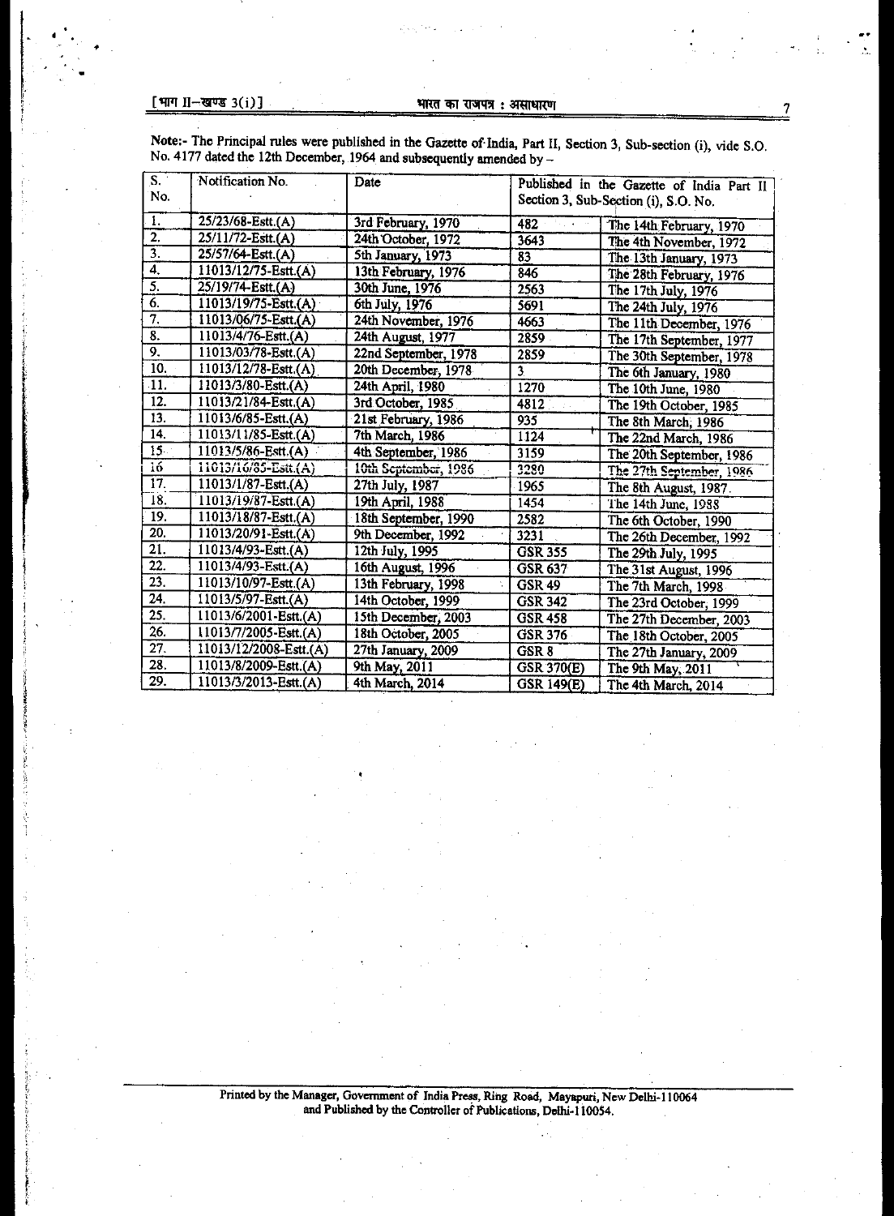Note:- The Principal rules were published in the Gazette of India, Part II, Section 3, Sub-section (i), vide S.O. No. 4177 dated the 12th December, 1964 and subsequently amended by –

| S. No. | Notification No. | Date | Published in the Gazette of India Part II Section 3, Sub-Section (i), S.O. No. | |
|---|---|---|---|---|
| 1. | 25/23/68-Estt.(A) | 3rd February, 1970 | 482 | The 14th February, 1970 |
| 2. | 25/11/72-Estt.(A) | 24th October, 1972 | 3643 | The 4th November, 1972 |
| 3. | 25/57/64-Estt.(A) | 5th January, 1973 | 83 | The 13th January, 1973 |
| 4. | 11013/12/75-Estt.(A) | 13th February, 1976 | 846 | The 28th February, 1976 |
| 5. | 25/19/74-Estt.(A) | 30th June, 1976 | 2563 | The 17th July, 1976 |
| 6. | 11013/19/75-Estt.(A) | 6th July, 1976 | 5691 | The 24th July, 1976 |
| 7. | 11013/06/75-Estt.(A) | 24th November, 1976 | 4663 | The 11th December, 1976 |
| 8. | 11013/4/76-Estt.(A) | 24th August, 1977 | 2859 | The 17th September, 1977 |
| 9. | 11013/03/78-Estt.(A) | 22nd September, 1978 | 2859 | The 30th September, 1978 |
| 10. | 11013/12/78-Estt.(A) | 20th December, 1978 | 3 | The 6th January, 1980 |
| 11. | 11013/3/80-Estt.(A) | 24th April, 1980 | 1270 | The 10th June, 1980 |
| 12. | 11013/21/84-Estt.(A) | 3rd October, 1985 | 4812 | The 19th October, 1985 |
| 13. | 11013/6/85-Estt.(A) | 21st February, 1986 | 935 | The 8th March, 1986 |
| 14. | 11013/11/85-Estt.(A) | 7th March, 1986 | 1124 | The 22nd March, 1986 |
| 15. | 11013/5/86-Estt.(A) | 4th September, 1986 | 3159 | The 20th September, 1986 |
| 16 | 11013/16/85-Estt.(A) | 10th September, 1986 | 3280 | The 27th September, 1986 |
| 17. | 11013/1/87-Estt.(A) | 27th July, 1987 | 1965 | The 8th August, 1987. |
| 18. | 11013/19/87-Estt.(A) | 19th April, 1988 | 1454 | The 14th June, 1988 |
| 19. | 11013/18/87-Estt.(A) | 18th September, 1990 | 2582 | The 6th October, 1990 |
| 20. | 11013/20/91-Estt.(A) | 9th December, 1992 | 3231 | The 26th December, 1992 |
| 21. | 11013/4/93-Estt.(A) | 12th July, 1995 | GSR 355 | The 29th July, 1995 |
| 22. | 11013/4/93-Estt.(A) | 16th August, 1996 | GSR 637 | The 31st August, 1996 |
| 23. | 11013/10/97-Estt.(A) | 13th February, 1998 | GSR 49 | The 7th March, 1998 |
| 24. | 11013/5/97-Estt.(A) | 14th October, 1999 | GSR 342 | The 23rd October, 1999 |
| 25. | 11013/6/2001-Estt.(A) | 15th December, 2003 | GSR 458 | The 27th December, 2003 |
| 26. | 11013/7/2005-Estt.(A) | 18th October, 2005 | GSR 376 | The 18th October, 2005 |
| 27. | 11013/12/2008-Estt.(A) | 27th January, 2009 | GSR 8 | The 27th January, 2009 |
| 28. | 11013/8/2009-Estt.(A) | 9th May, 2011 | GSR 370(E) | The 9th May, 2011 |
| 29. | 11013/3/2013-Estt.(A) | 4th March, 2014 | GSR 149(E) | The 4th March, 2014 |

Printed by the Manager, Government of India Press, Ring Road, Mayapuri, New Delhi-110064 and Published by the Controller of Publications, Delhi-110054.